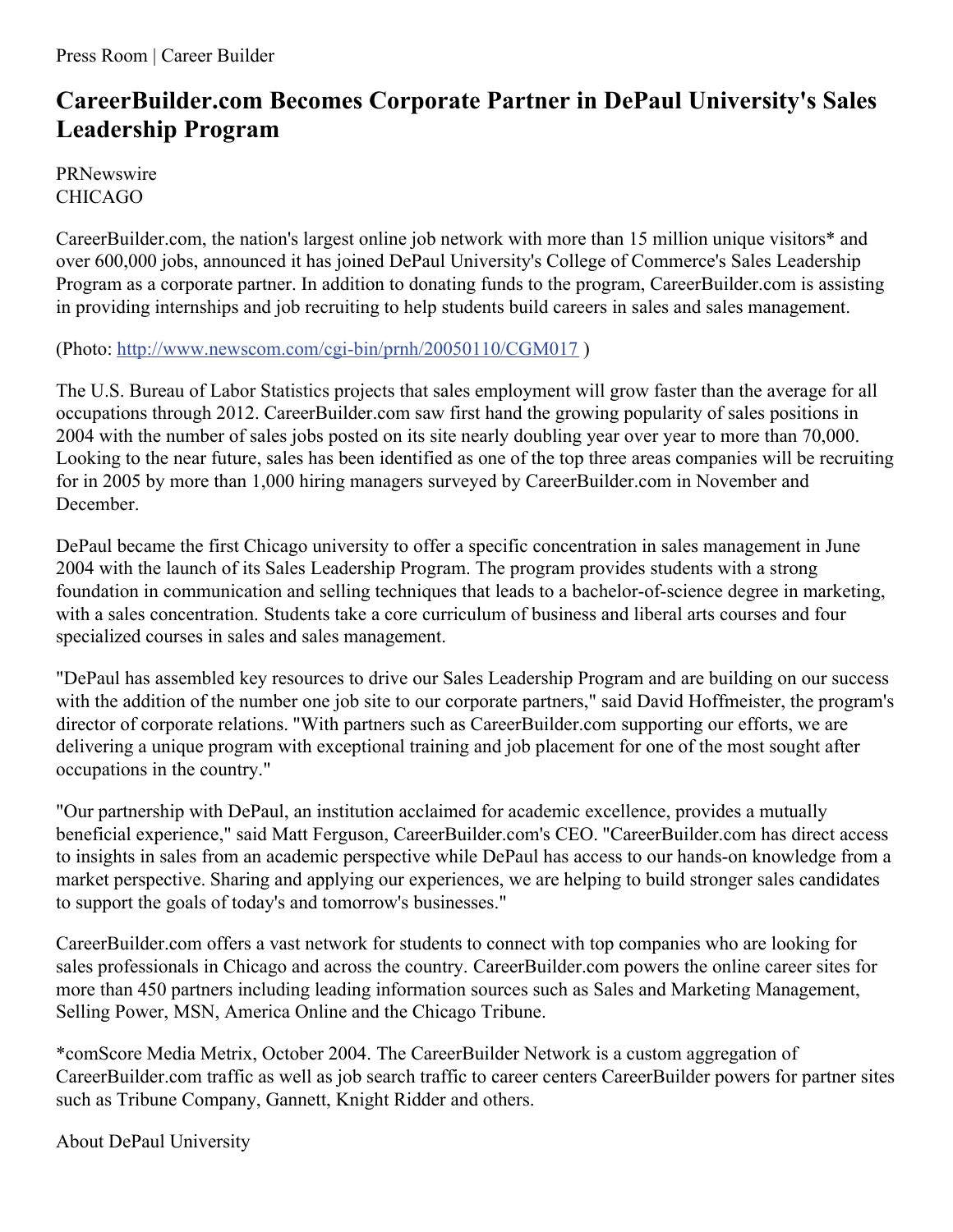Press Room | Career Builder

# CareerBuilder.com Becomes Corporate Partner in DePaul University's Sales Leadership Program

PRNewswire
CHICAGO

CareerBuilder.com, the nation's largest online job network with more than 15 million unique visitors* and over 600,000 jobs, announced it has joined DePaul University's College of Commerce's Sales Leadership Program as a corporate partner. In addition to donating funds to the program, CareerBuilder.com is assisting in providing internships and job recruiting to help students build careers in sales and sales management.

(Photo: http://www.newscom.com/cgi-bin/prnh/20050110/CGM017 )

The U.S. Bureau of Labor Statistics projects that sales employment will grow faster than the average for all occupations through 2012. CareerBuilder.com saw first hand the growing popularity of sales positions in 2004 with the number of sales jobs posted on its site nearly doubling year over year to more than 70,000. Looking to the near future, sales has been identified as one of the top three areas companies will be recruiting for in 2005 by more than 1,000 hiring managers surveyed by CareerBuilder.com in November and December.

DePaul became the first Chicago university to offer a specific concentration in sales management in June 2004 with the launch of its Sales Leadership Program. The program provides students with a strong foundation in communication and selling techniques that leads to a bachelor-of-science degree in marketing, with a sales concentration. Students take a core curriculum of business and liberal arts courses and four specialized courses in sales and sales management.

"DePaul has assembled key resources to drive our Sales Leadership Program and are building on our success with the addition of the number one job site to our corporate partners," said David Hoffmeister, the program's director of corporate relations. "With partners such as CareerBuilder.com supporting our efforts, we are delivering a unique program with exceptional training and job placement for one of the most sought after occupations in the country."

"Our partnership with DePaul, an institution acclaimed for academic excellence, provides a mutually beneficial experience," said Matt Ferguson, CareerBuilder.com's CEO. "CareerBuilder.com has direct access to insights in sales from an academic perspective while DePaul has access to our hands-on knowledge from a market perspective. Sharing and applying our experiences, we are helping to build stronger sales candidates to support the goals of today's and tomorrow's businesses."

CareerBuilder.com offers a vast network for students to connect with top companies who are looking for sales professionals in Chicago and across the country. CareerBuilder.com powers the online career sites for more than 450 partners including leading information sources such as Sales and Marketing Management, Selling Power, MSN, America Online and the Chicago Tribune.

*comScore Media Metrix, October 2004. The CareerBuilder Network is a custom aggregation of CareerBuilder.com traffic as well as job search traffic to career centers CareerBuilder powers for partner sites such as Tribune Company, Gannett, Knight Ridder and others.

About DePaul University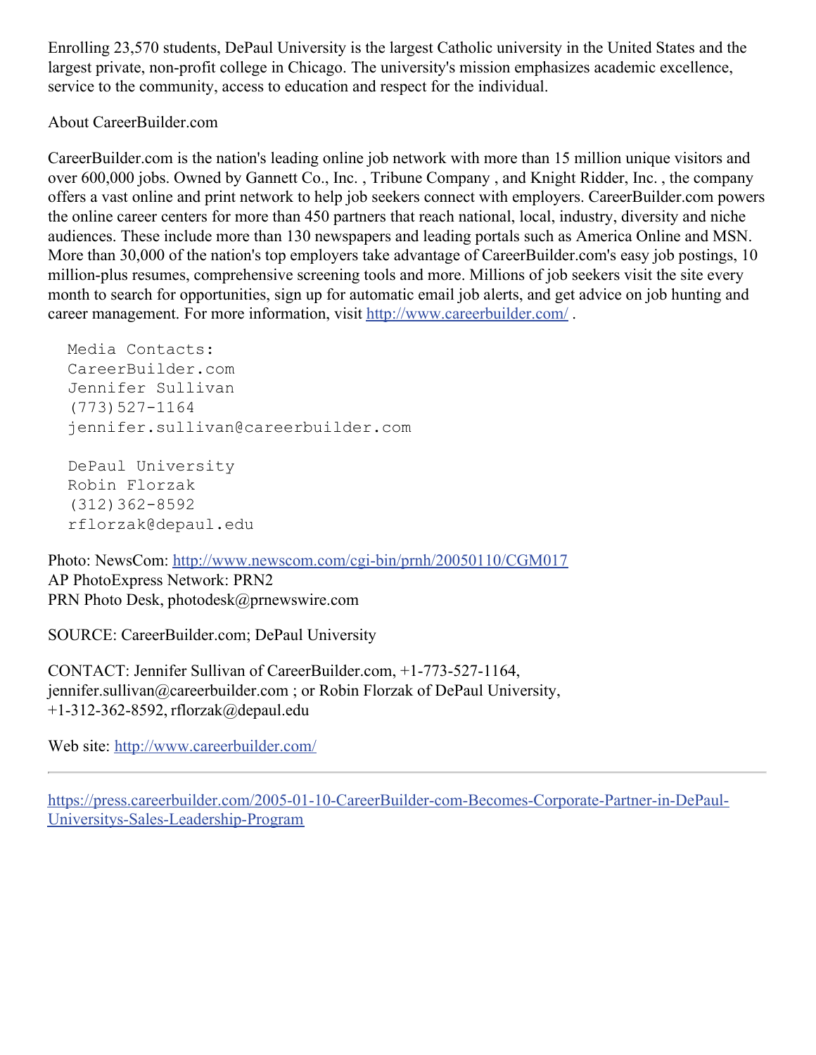Enrolling 23,570 students, DePaul University is the largest Catholic university in the United States and the largest private, non-profit college in Chicago. The university's mission emphasizes academic excellence, service to the community, access to education and respect for the individual.

About CareerBuilder.com

CareerBuilder.com is the nation's leading online job network with more than 15 million unique visitors and over 600,000 jobs. Owned by Gannett Co., Inc. , Tribune Company , and Knight Ridder, Inc. , the company offers a vast online and print network to help job seekers connect with employers. CareerBuilder.com powers the online career centers for more than 450 partners that reach national, local, industry, diversity and niche audiences. These include more than 130 newspapers and leading portals such as America Online and MSN. More than 30,000 of the nation's top employers take advantage of CareerBuilder.com's easy job postings, 10 million-plus resumes, comprehensive screening tools and more. Millions of job seekers visit the site every month to search for opportunities, sign up for automatic email job alerts, and get advice on job hunting and career management. For more information, visit http://www.careerbuilder.com/ .

```
Media Contacts:
CareerBuilder.com
Jennifer Sullivan
(773)527-1164
jennifer.sullivan@careerbuilder.com

DePaul University
Robin Florzak
(312)362-8592
rflorzak@depaul.edu
```

Photo: NewsCom: http://www.newscom.com/cgi-bin/prnh/20050110/CGM017
AP PhotoExpress Network: PRN2
PRN Photo Desk, photodesk@prnewswire.com

SOURCE: CareerBuilder.com; DePaul University

CONTACT: Jennifer Sullivan of CareerBuilder.com, +1-773-527-1164, jennifer.sullivan@careerbuilder.com ; or Robin Florzak of DePaul University, +1-312-362-8592, rflorzak@depaul.edu

Web site: http://www.careerbuilder.com/

---

https://press.careerbuilder.com/2005-01-10-CareerBuilder-com-Becomes-Corporate-Partner-in-DePaul-Universitys-Sales-Leadership-Program